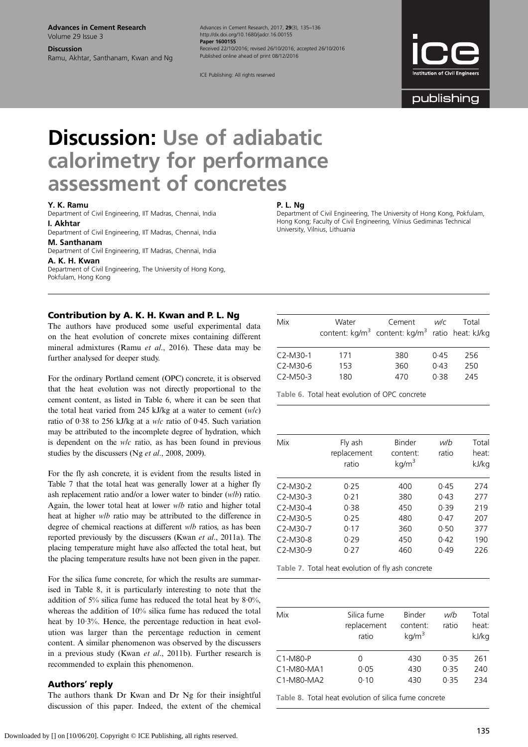# Discussion: Use of adiabatic calorimetry for performance assessment of concretes

**Y. K. Ramu**
Department of Civil Engineering, IIT Madras, Chennai, India

**I. Akhtar**
Department of Civil Engineering, IIT Madras, Chennai, India

**M. Santhanam**
Department of Civil Engineering, IIT Madras, Chennai, India

**A. K. H. Kwan**
Department of Civil Engineering, The University of Hong Kong, Pokfulam, Hong Kong

**P. L. Ng**
Department of Civil Engineering, The University of Hong Kong, Pokfulam, Hong Kong; Faculty of Civil Engineering, Vilnius Gediminas Technical University, Vilnius, Lithuania

## Contribution by A. K. H. Kwan and P. L. Ng

The authors have produced some useful experimental data on the heat evolution of concrete mixes containing different mineral admixtures (Ramu *et al*., 2016). These data may be further analysed for deeper study.

For the ordinary Portland cement (OPC) concrete, it is observed that the heat evolution was not directly proportional to the cement content, as listed in Table 6, where it can be seen that the total heat varied from 245 kJ/kg at a water to cement (*w*/*c*) ratio of 0·38 to 256 kJ/kg at a *w*/*c* ratio of 0·45. Such variation may be attributed to the incomplete degree of hydration, which is dependent on the *w*/*c* ratio, as has been found in previous studies by the discussers (Ng *et al*., 2008, 2009).

For the fly ash concrete, it is evident from the results listed in Table 7 that the total heat was generally lower at a higher fly ash replacement ratio and/or a lower water to binder (*w*/*b*) ratio. Again, the lower total heat at lower *w*/*b* ratio and higher total heat at higher *w*/*b* ratio may be attributed to the difference in degree of chemical reactions at different *w*/*b* ratios, as has been reported previously by the discussers (Kwan *et al*., 2011a). The placing temperature might have also affected the total heat, but the placing temperature results have not been given in the paper.

For the silica fume concrete, for which the results are summarised in Table 8, it is particularly interesting to note that the addition of 5% silica fume has reduced the total heat by 8·0%, whereas the addition of 10% silica fume has reduced the total heat by 10·3%. Hence, the percentage reduction in heat evolution was larger than the percentage reduction in cement content. A similar phenomenon was observed by the discussers in a previous study (Kwan *et al*., 2011b). Further research is recommended to explain this phenomenon.

| Mix | Water content: kg/m$^3$ | Cement content: kg/m$^3$ | *w*/*c* ratio | Total heat: kJ/kg |
|---|---|---|---|---|
| C2-M30-1 | 171 | 380 | 0·45 | 256 |
| C2-M30-6 | 153 | 360 | 0·43 | 250 |
| C2-M50-3 | 180 | 470 | 0·38 | 245 |

Table 6. Total heat evolution of OPC concrete

| Mix | Fly ash replacement ratio | Binder content: kg/m$^3$ | *w*/*b* ratio | Total heat: kJ/kg |
|---|---|---|---|---|
| C2-M30-2 | 0·25 | 400 | 0·45 | 274 |
| C2-M30-3 | 0·21 | 380 | 0·43 | 277 |
| C2-M30-4 | 0·38 | 450 | 0·39 | 219 |
| C2-M30-5 | 0·25 | 480 | 0·47 | 207 |
| C2-M30-7 | 0·17 | 360 | 0·50 | 377 |
| C2-M30-8 | 0·29 | 450 | 0·42 | 190 |
| C2-M30-9 | 0·27 | 460 | 0·49 | 226 |

Table 7. Total heat evolution of fly ash concrete

| Mix | Silica fume replacement ratio | Binder content: kg/m$^3$ | *w*/*b* ratio | Total heat: kJ/kg |
|---|---|---|---|---|
| C1-M80-P | 0 | 430 | 0·35 | 261 |
| C1-M80-MA1 | 0·05 | 430 | 0·35 | 240 |
| C1-M80-MA2 | 0·10 | 430 | 0·35 | 234 |

Table 8. Total heat evolution of silica fume concrete

## Authors' reply

The authors thank Dr Kwan and Dr Ng for their insightful discussion of this paper. Indeed, the extent of the chemical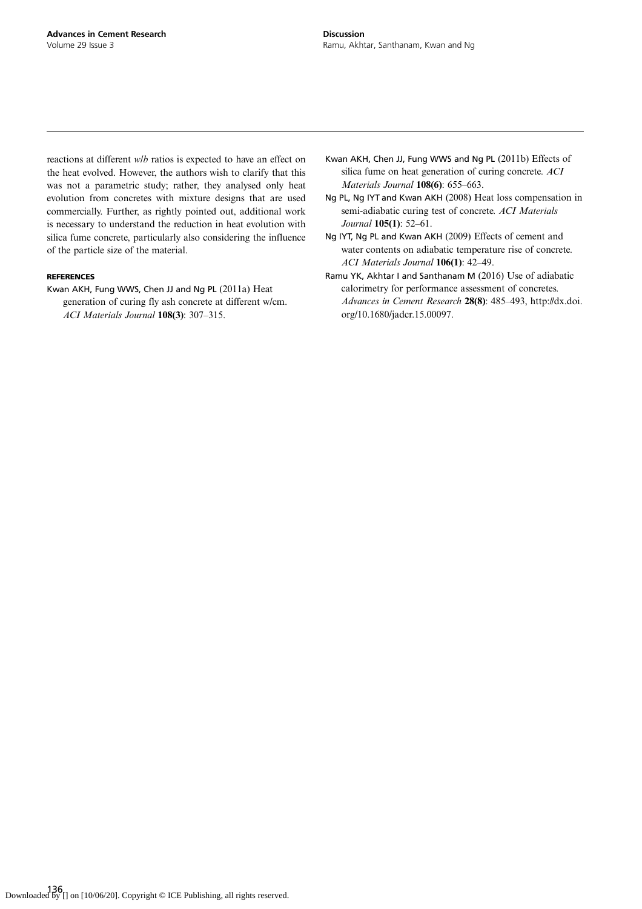reactions at different *w*/*b* ratios is expected to have an effect on the heat evolved. However, the authors wish to clarify that this was not a parametric study; rather, they analysed only heat evolution from concretes with mixture designs that are used commercially. Further, as rightly pointed out, additional work is necessary to understand the reduction in heat evolution with silica fume concrete, particularly also considering the influence of the particle size of the material.

## REFERENCES

Kwan AKH, Fung WWS, Chen JJ and Ng PL (2011a) Heat generation of curing fly ash concrete at different w/cm. *ACI Materials Journal* **108(3)**: 307–315.

Kwan AKH, Chen JJ, Fung WWS and Ng PL (2011b) Effects of silica fume on heat generation of curing concrete. *ACI Materials Journal* **108(6)**: 655–663.

Ng PL, Ng IYT and Kwan AKH (2008) Heat loss compensation in semi-adiabatic curing test of concrete. *ACI Materials Journal* **105(1)**: 52–61.

Ng IYT, Ng PL and Kwan AKH (2009) Effects of cement and water contents on adiabatic temperature rise of concrete. *ACI Materials Journal* **106(1)**: 42–49.

Ramu YK, Akhtar I and Santhanam M (2016) Use of adiabatic calorimetry for performance assessment of concretes. *Advances in Cement Research* **28(8)**: 485–493, http://dx.doi.org/10.1680/jadcr.15.00097.